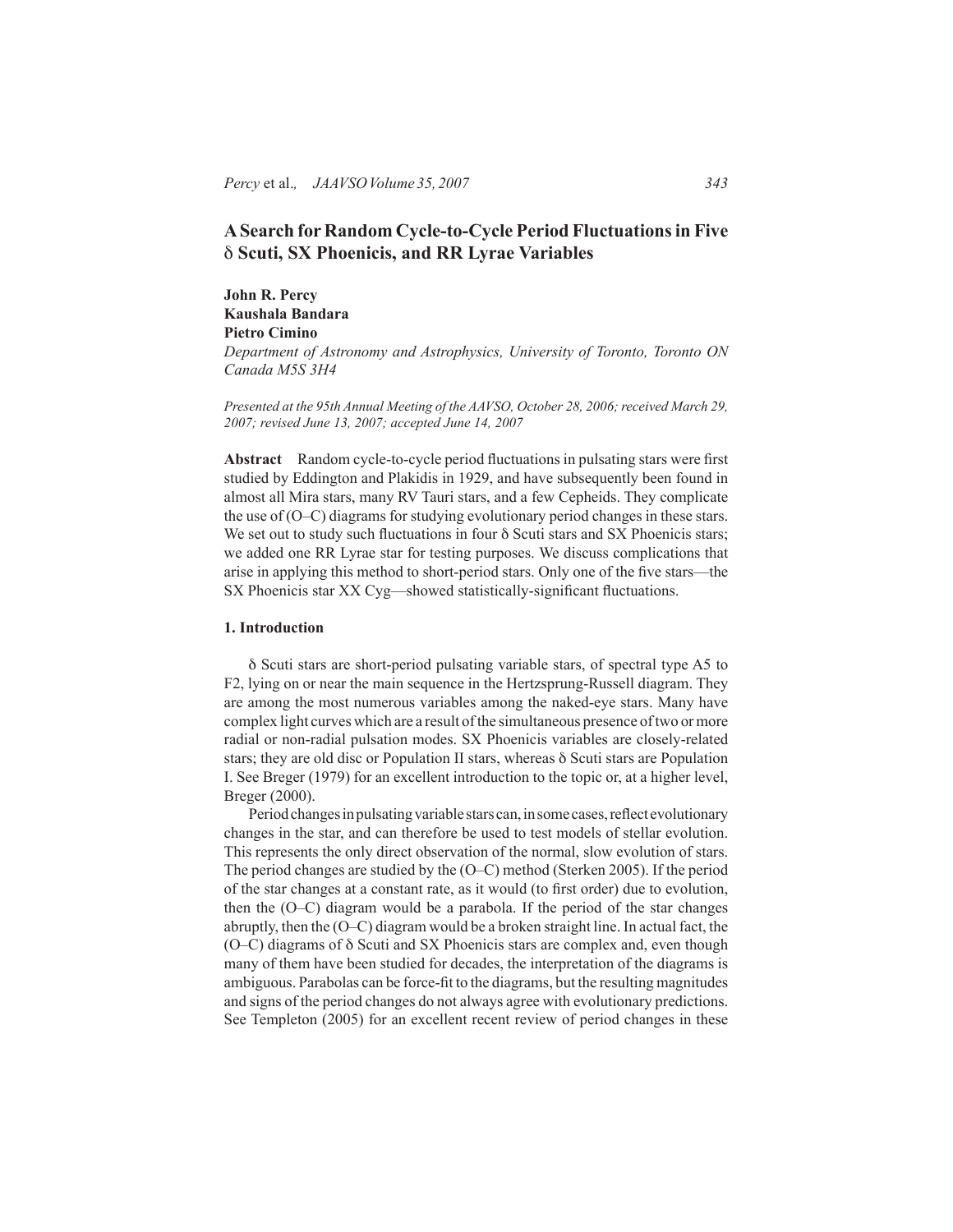# A Search for Random Cycle-to-Cycle Period Fluctuations in Five δ Scuti, SX Phoenicis, and RR Lyrae Variables

**John R. Percy**
**Kaushala Bandara**
**Pietro Cimino**
*Department of Astronomy and Astrophysics, University of Toronto, Toronto ON Canada M5S 3H4*

*Presented at the 95th Annual Meeting of the AAVSO, October 28, 2006; received March 29, 2007; revised June 13, 2007; accepted June 14, 2007*

**Abstract** Random cycle-to-cycle period fluctuations in pulsating stars were first studied by Eddington and Plakidis in 1929, and have subsequently been found in almost all Mira stars, many RV Tauri stars, and a few Cepheids. They complicate the use of (O–C) diagrams for studying evolutionary period changes in these stars. We set out to study such fluctuations in four δ Scuti and SX Phoenicis stars; we added one RR Lyrae star for testing purposes. We discuss complications that arise in applying this method to short-period stars. Only one of the five stars—the SX Phoenicis star XX Cyg—showed statistically-significant fluctuations.

## 1. Introduction

δ Scuti stars are short-period pulsating variable stars, of spectral type A5 to F2, lying on or near the main sequence in the Hertzsprung-Russell diagram. They are among the most numerous variables among the naked-eye stars. Many have complex light curves which are a result of the simultaneous presence of two or more radial or non-radial pulsation modes. SX Phoenicis variables are closely-related stars; they are old disc or Population II stars, whereas δ Scuti stars are Population I. See Breger (1979) for an excellent introduction to the topic or, at a higher level, Breger (2000).

Period changes in pulsating variable stars can, in some cases, reflect evolutionary changes in the star, and can therefore be used to test models of stellar evolution. This represents the only direct observation of the normal, slow evolution of stars. The period changes are studied by the (O–C) method (Sterken 2005). If the period of the star changes at a constant rate, as it would (to first order) due to evolution, then the (O–C) diagram would be a parabola. If the period of the star changes abruptly, then the (O–C) diagram would be a broken straight line. In actual fact, the (O–C) diagrams of δ Scuti and SX Phoenicis stars are complex and, even though many of them have been studied for decades, the interpretation of the diagrams is ambiguous. Parabolas can be force-fit to the diagrams, but the resulting magnitudes and signs of the period changes do not always agree with evolutionary predictions. See Templeton (2005) for an excellent recent review of period changes in these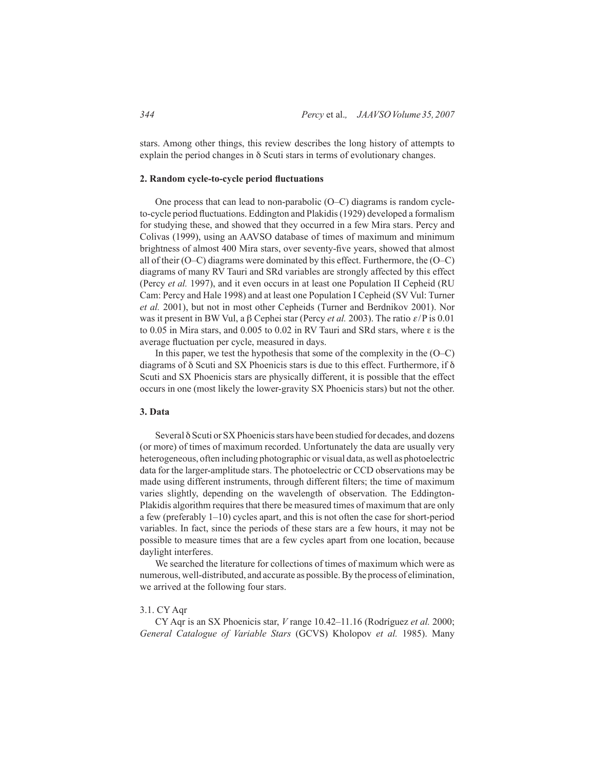stars. Among other things, this review describes the long history of attempts to explain the period changes in δ Scuti stars in terms of evolutionary changes.

## 2. Random cycle-to-cycle period fluctuations

One process that can lead to non-parabolic (O–C) diagrams is random cycle-to-cycle period fluctuations. Eddington and Plakidis (1929) developed a formalism for studying these, and showed that they occurred in a few Mira stars. Percy and Colivas (1999), using an AAVSO database of times of maximum and minimum brightness of almost 400 Mira stars, over seventy-five years, showed that almost all of their (O–C) diagrams were dominated by this effect. Furthermore, the (O–C) diagrams of many RV Tauri and SRd variables are strongly affected by this effect (Percy *et al.* 1997), and it even occurs in at least one Population II Cepheid (RU Cam: Percy and Hale 1998) and at least one Population I Cepheid (SV Vul: Turner *et al.* 2001), but not in most other Cepheids (Turner and Berdnikov 2001). Nor was it present in BW Vul, a β Cephei star (Percy *et al.* 2003). The ratio $\varepsilon/P$ is 0.01 to 0.05 in Mira stars, and 0.005 to 0.02 in RV Tauri and SRd stars, where ε is the average fluctuation per cycle, measured in days.

In this paper, we test the hypothesis that some of the complexity in the (O–C) diagrams of δ Scuti and SX Phoenicis stars is due to this effect. Furthermore, if δ Scuti and SX Phoenicis stars are physically different, it is possible that the effect occurs in one (most likely the lower-gravity SX Phoenicis stars) but not the other.

## 3. Data

Several δ Scuti or SX Phoenicis stars have been studied for decades, and dozens (or more) of times of maximum recorded. Unfortunately the data are usually very heterogeneous, often including photographic or visual data, as well as photoelectric data for the larger-amplitude stars. The photoelectric or CCD observations may be made using different instruments, through different filters; the time of maximum varies slightly, depending on the wavelength of observation. The Eddington-Plakidis algorithm requires that there be measured times of maximum that are only a few (preferably 1–10) cycles apart, and this is not often the case for short-period variables. In fact, since the periods of these stars are a few hours, it may not be possible to measure times that are a few cycles apart from one location, because daylight interferes.

We searched the literature for collections of times of maximum which were as numerous, well-distributed, and accurate as possible. By the process of elimination, we arrived at the following four stars.

### 3.1. CY Aqr

CY Aqr is an SX Phoenicis star, *V* range 10.42–11.16 (Rodríguez *et al.* 2000; *General Catalogue of Variable Stars* (GCVS) Kholopov *et al.* 1985). Many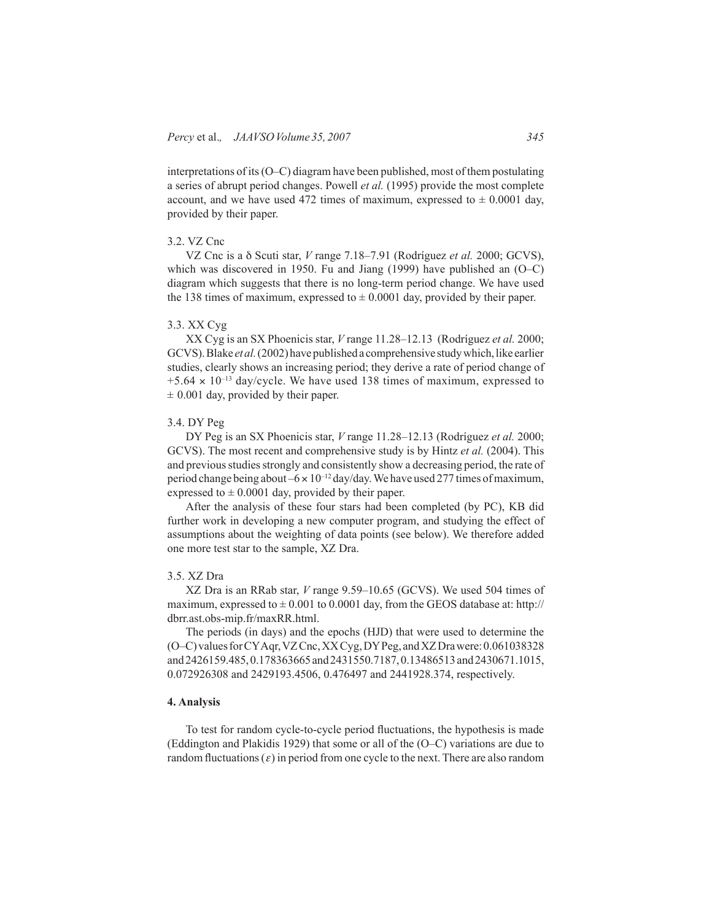interpretations of its (O–C) diagram have been published, most of them postulating a series of abrupt period changes. Powell *et al.* (1995) provide the most complete account, and we have used 472 times of maximum, expressed to ± 0.0001 day, provided by their paper.

### 3.2. VZ Cnc

VZ Cnc is a δ Scuti star, *V* range 7.18–7.91 (Rodríguez *et al.* 2000; GCVS), which was discovered in 1950. Fu and Jiang (1999) have published an (O–C) diagram which suggests that there is no long-term period change. We have used the 138 times of maximum, expressed to ± 0.0001 day, provided by their paper.

### 3.3. XX Cyg

XX Cyg is an SX Phoenicis star, *V* range 11.28–12.13 (Rodríguez *et al.* 2000; GCVS). Blake *et al.* (2002) have published a comprehensive study which, like earlier studies, clearly shows an increasing period; they derive a rate of period change of $+5.64 \times 10^{-13}$ day/cycle. We have used 138 times of maximum, expressed to ± 0.001 day, provided by their paper.

### 3.4. DY Peg

DY Peg is an SX Phoenicis star, *V* range 11.28–12.13 (Rodríguez *et al.* 2000; GCVS). The most recent and comprehensive study is by Hintz *et al.* (2004). This and previous studies strongly and consistently show a decreasing period, the rate of period change being about $-6 \times 10^{-12}$ day/day. We have used 277 times of maximum, expressed to ± 0.0001 day, provided by their paper.

After the analysis of these four stars had been completed (by PC), KB did further work in developing a new computer program, and studying the effect of assumptions about the weighting of data points (see below). We therefore added one more test star to the sample, XZ Dra.

### 3.5. XZ Dra

XZ Dra is an RRab star, *V* range 9.59–10.65 (GCVS). We used 504 times of maximum, expressed to ± 0.001 to 0.0001 day, from the GEOS database at: http://dbrr.ast.obs-mip.fr/maxRR.html.

The periods (in days) and the epochs (HJD) that were used to determine the (O–C) values for CY Aqr, VZ Cnc, XX Cyg, DY Peg, and XZ Dra were: 0.061038328 and 2426159.485, 0.178363665 and 2431550.7187, 0.13486513 and 2430671.1015, 0.072926308 and 2429193.4506, 0.476497 and 2441928.374, respectively.

## 4. Analysis

To test for random cycle-to-cycle period fluctuations, the hypothesis is made (Eddington and Plakidis 1929) that some or all of the (O–C) variations are due to random fluctuations ($\varepsilon$) in period from one cycle to the next. There are also random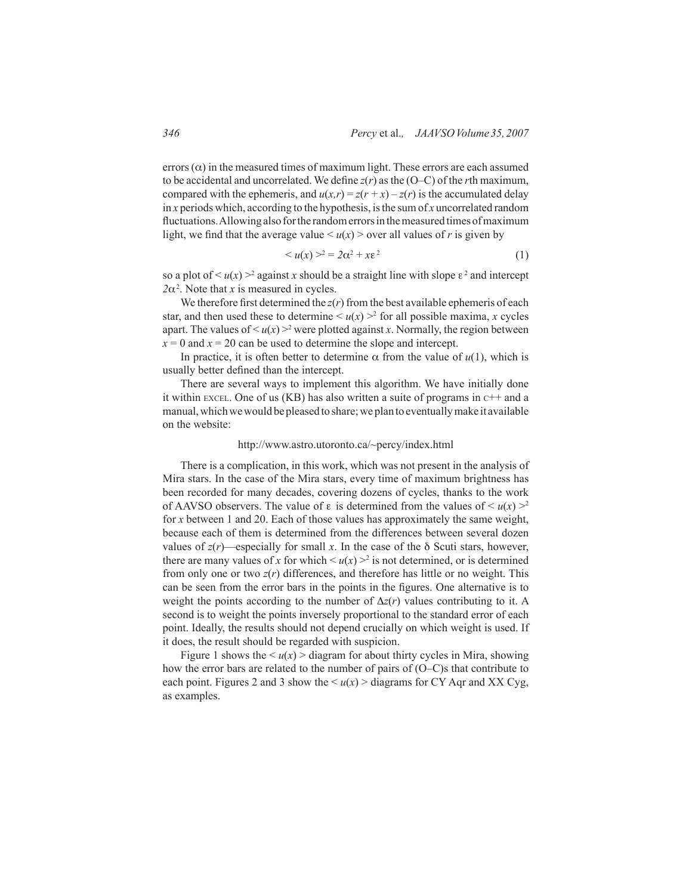errors ($\alpha$) in the measured times of maximum light. These errors are each assumed to be accidental and uncorrelated. We define $z(r)$ as the (O–C) of the $r$th maximum, compared with the ephemeris, and $u(x,r) = z(r + x) - z(r)$ is the accumulated delay in $x$ periods which, according to the hypothesis, is the sum of $x$ uncorrelated random fluctuations. Allowing also for the random errors in the measured times of maximum light, we find that the average value $< u(x) >$ over all values of $r$ is given by

$$< u(x) >^2 = 2\alpha^2 + x\varepsilon^2 \tag{1}$$

so a plot of $< u(x) >^2$ against $x$ should be a straight line with slope $\varepsilon^2$ and intercept $2\alpha^2$. Note that $x$ is measured in cycles.

We therefore first determined the $z(r)$ from the best available ephemeris of each star, and then used these to determine $< u(x) >^2$ for all possible maxima, $x$ cycles apart. The values of $< u(x) >^2$ were plotted against $x$. Normally, the region between $x = 0$ and $x = 20$ can be used to determine the slope and intercept.

In practice, it is often better to determine $\alpha$ from the value of $u(1)$, which is usually better defined than the intercept.

There are several ways to implement this algorithm. We have initially done it within EXCEL. One of us (KB) has also written a suite of programs in C++ and a manual, which we would be pleased to share; we plan to eventually make it available on the website:

http://www.astro.utoronto.ca/~percy/index.html

There is a complication, in this work, which was not present in the analysis of Mira stars. In the case of the Mira stars, every time of maximum brightness has been recorded for many decades, covering dozens of cycles, thanks to the work of AAVSO observers. The value of $\varepsilon$ is determined from the values of $< u(x) >^2$ for $x$ between 1 and 20. Each of those values has approximately the same weight, because each of them is determined from the differences between several dozen values of $z(r)$—especially for small $x$. In the case of the δ Scuti stars, however, there are many values of $x$ for which $< u(x) >^2$ is not determined, or is determined from only one or two $z(r)$ differences, and therefore has little or no weight. This can be seen from the error bars in the points in the figures. One alternative is to weight the points according to the number of $\Delta z(r)$ values contributing to it. A second is to weight the points inversely proportional to the standard error of each point. Ideally, the results should not depend crucially on which weight is used. If it does, the result should be regarded with suspicion.

Figure 1 shows the $< u(x) >$ diagram for about thirty cycles in Mira, showing how the error bars are related to the number of pairs of (O–C)s that contribute to each point. Figures 2 and 3 show the $< u(x) >$ diagrams for CY Aqr and XX Cyg, as examples.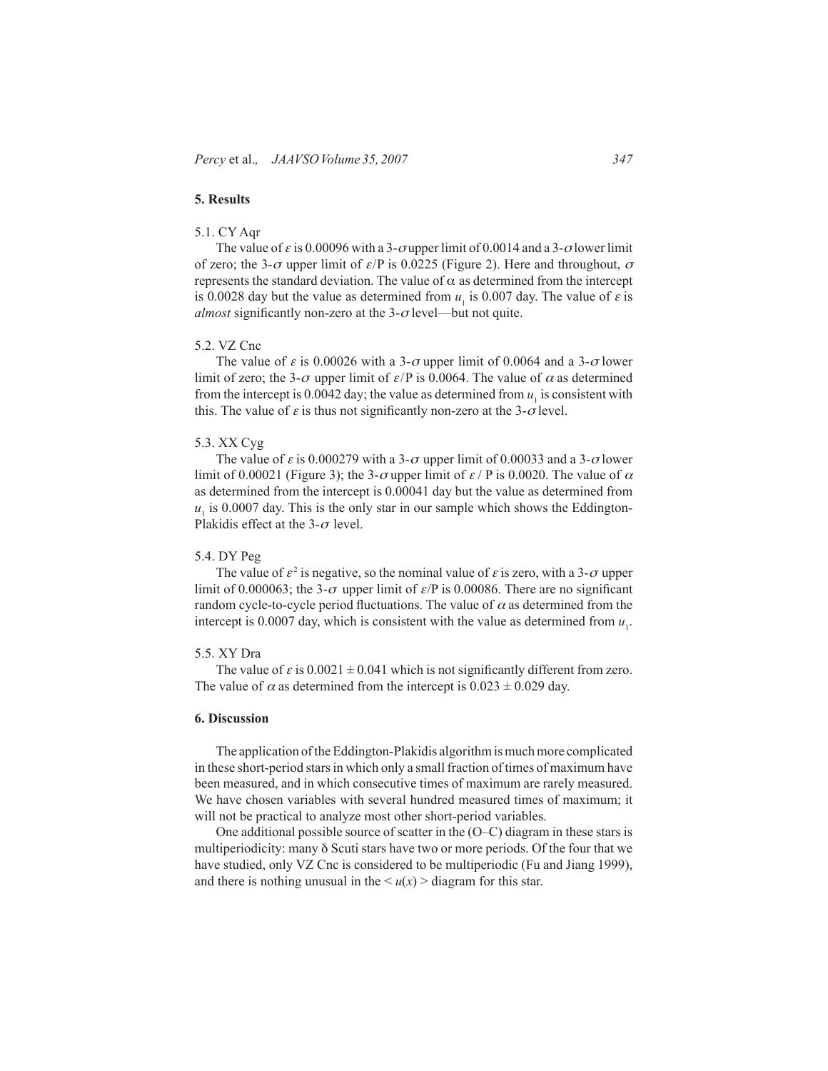## 5. Results

### 5.1. CY Aqr

The value of $\varepsilon$ is 0.00096 with a 3-$\sigma$ upper limit of 0.0014 and a 3-$\sigma$ lower limit of zero; the 3-$\sigma$ upper limit of $\varepsilon$/P is 0.0225 (Figure 2). Here and throughout, $\sigma$ represents the standard deviation. The value of $\alpha$ as determined from the intercept is 0.0028 day but the value as determined from $u_1$ is 0.007 day. The value of $\varepsilon$ is *almost* significantly non-zero at the 3-$\sigma$ level—but not quite.

### 5.2. VZ Cnc

The value of $\varepsilon$ is 0.00026 with a 3-$\sigma$ upper limit of 0.0064 and a 3-$\sigma$ lower limit of zero; the 3-$\sigma$ upper limit of $\varepsilon$/P is 0.0064. The value of $\alpha$ as determined from the intercept is 0.0042 day; the value as determined from $u_1$ is consistent with this. The value of $\varepsilon$ is thus not significantly non-zero at the 3-$\sigma$ level.

### 5.3. XX Cyg

The value of $\varepsilon$ is 0.000279 with a 3-$\sigma$ upper limit of 0.00033 and a 3-$\sigma$ lower limit of 0.00021 (Figure 3); the 3-$\sigma$ upper limit of $\varepsilon$ / P is 0.0020. The value of $\alpha$ as determined from the intercept is 0.00041 day but the value as determined from $u_1$ is 0.0007 day. This is the only star in our sample which shows the Eddington-Plakidis effect at the 3-$\sigma$ level.

### 5.4. DY Peg

The value of $\varepsilon^2$ is negative, so the nominal value of $\varepsilon$ is zero, with a 3-$\sigma$ upper limit of 0.000063; the 3-$\sigma$ upper limit of $\varepsilon$/P is 0.00086. There are no significant random cycle-to-cycle period fluctuations. The value of $\alpha$ as determined from the intercept is 0.0007 day, which is consistent with the value as determined from $u_1$.

### 5.5. XY Dra

The value of $\varepsilon$ is $0.0021 \pm 0.041$ which is not significantly different from zero. The value of $\alpha$ as determined from the intercept is $0.023 \pm 0.029$ day.

## 6. Discussion

The application of the Eddington-Plakidis algorithm is much more complicated in these short-period stars in which only a small fraction of times of maximum have been measured, and in which consecutive times of maximum are rarely measured. We have chosen variables with several hundred measured times of maximum; it will not be practical to analyze most other short-period variables.

One additional possible source of scatter in the (O–C) diagram in these stars is multiperiodicity: many δ Scuti stars have two or more periods. Of the four that we have studied, only VZ Cnc is considered to be multiperiodic (Fu and Jiang 1999), and there is nothing unusual in the $< u(x) >$ diagram for this star.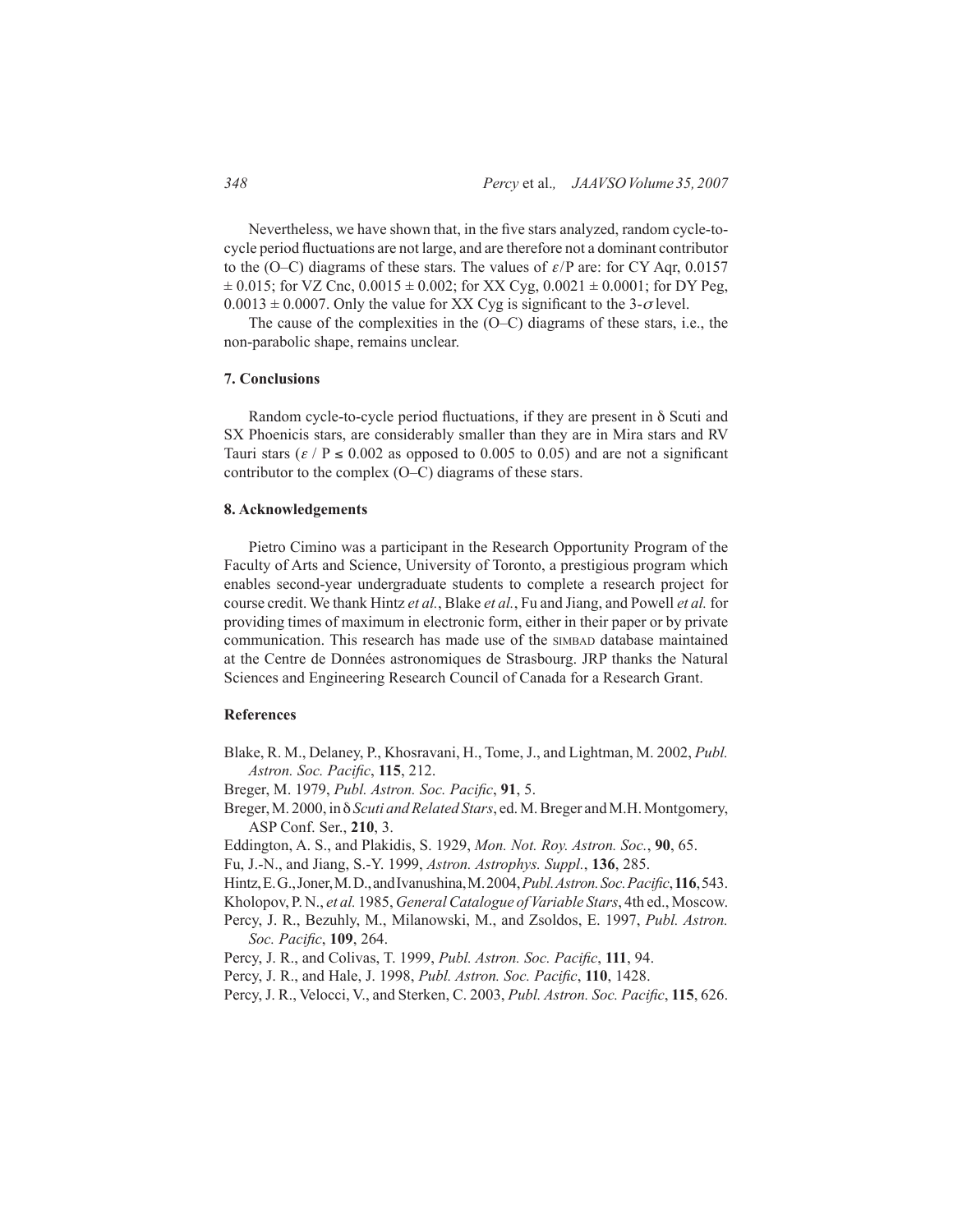Nevertheless, we have shown that, in the five stars analyzed, random cycle-to-cycle period fluctuations are not large, and are therefore not a dominant contributor to the (O–C) diagrams of these stars. The values of $\varepsilon$/P are: for CY Aqr, 0.0157 ± 0.015; for VZ Cnc, 0.0015 ± 0.002; for XX Cyg, 0.0021 ± 0.0001; for DY Peg, 0.0013 ± 0.0007. Only the value for XX Cyg is significant to the 3-$\sigma$ level.

The cause of the complexities in the (O–C) diagrams of these stars, i.e., the non-parabolic shape, remains unclear.

## 7. Conclusions

Random cycle-to-cycle period fluctuations, if they are present in δ Scuti and SX Phoenicis stars, are considerably smaller than they are in Mira stars and RV Tauri stars ($\varepsilon$ / P ≤ 0.002 as opposed to 0.005 to 0.05) and are not a significant contributor to the complex (O–C) diagrams of these stars.

## 8. Acknowledgements

Pietro Cimino was a participant in the Research Opportunity Program of the Faculty of Arts and Science, University of Toronto, a prestigious program which enables second-year undergraduate students to complete a research project for course credit. We thank Hintz *et al.*, Blake *et al.*, Fu and Jiang, and Powell *et al.* for providing times of maximum in electronic form, either in their paper or by private communication. This research has made use of the SIMBAD database maintained at the Centre de Données astronomiques de Strasbourg. JRP thanks the Natural Sciences and Engineering Research Council of Canada for a Research Grant.

## References

Blake, R. M., Delaney, P., Khosravani, H., Tome, J., and Lightman, M. 2002, *Publ. Astron. Soc. Pacific*, **115**, 212.

Breger, M. 1979, *Publ. Astron. Soc. Pacific*, **91**, 5.

Breger, M. 2000, in *δ Scuti and Related Stars*, ed. M. Breger and M.H. Montgomery, ASP Conf. Ser., **210**, 3.

Eddington, A. S., and Plakidis, S. 1929, *Mon. Not. Roy. Astron. Soc.*, **90**, 65.

Fu, J.-N., and Jiang, S.-Y. 1999, *Astron. Astrophys. Suppl.*, **136**, 285.

Hintz, E. G., Joner, M. D., and Ivanushina, M. 2004, *Publ. Astron. Soc. Pacific*, **116**, 543.

Kholopov, P. N., *et al.* 1985, *General Catalogue of Variable Stars*, 4th ed., Moscow.

Percy, J. R., Bezuhly, M., Milanowski, M., and Zsoldos, E. 1997, *Publ. Astron. Soc. Pacific*, **109**, 264.

Percy, J. R., and Colivas, T. 1999, *Publ. Astron. Soc. Pacific*, **111**, 94.

Percy, J. R., and Hale, J. 1998, *Publ. Astron. Soc. Pacific*, **110**, 1428.

Percy, J. R., Velocci, V., and Sterken, C. 2003, *Publ. Astron. Soc. Pacific*, **115**, 626.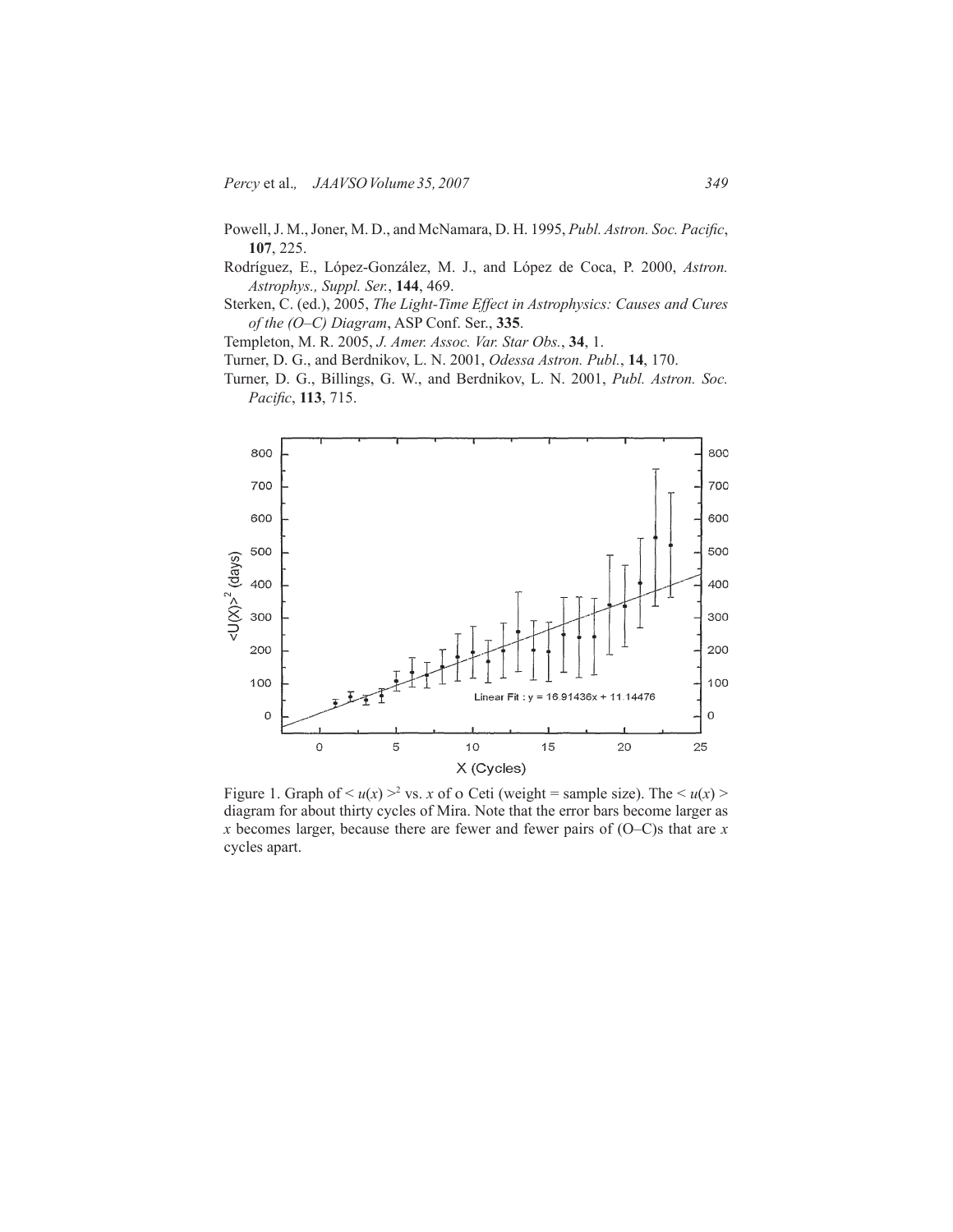Powell, J. M., Joner, M. D., and McNamara, D. H. 1995, *Publ. Astron. Soc. Pacific*, **107**, 225.

Rodríguez, E., López-González, M. J., and López de Coca, P. 2000, *Astron. Astrophys., Suppl. Ser.*, **144**, 469.

Sterken, C. (ed.), 2005, *The Light-Time Effect in Astrophysics: Causes and Cures of the (O–C) Diagram*, ASP Conf. Ser., **335**.

Templeton, M. R. 2005, *J. Amer. Assoc. Var. Star Obs.*, **34**, 1.

Turner, D. G., and Berdnikov, L. N. 2001, *Odessa Astron. Publ.*, **14**, 170.

Turner, D. G., Billings, G. W., and Berdnikov, L. N. 2001, *Publ. Astron. Soc. Pacific*, **113**, 715.

Figure 1. Graph of $< u(x) >^2$ vs. $x$ of o Ceti (weight = sample size). The $< u(x) >$ diagram for about thirty cycles of Mira. Note that the error bars become larger as $x$ becomes larger, because there are fewer and fewer pairs of (O–C)s that are $x$ cycles apart.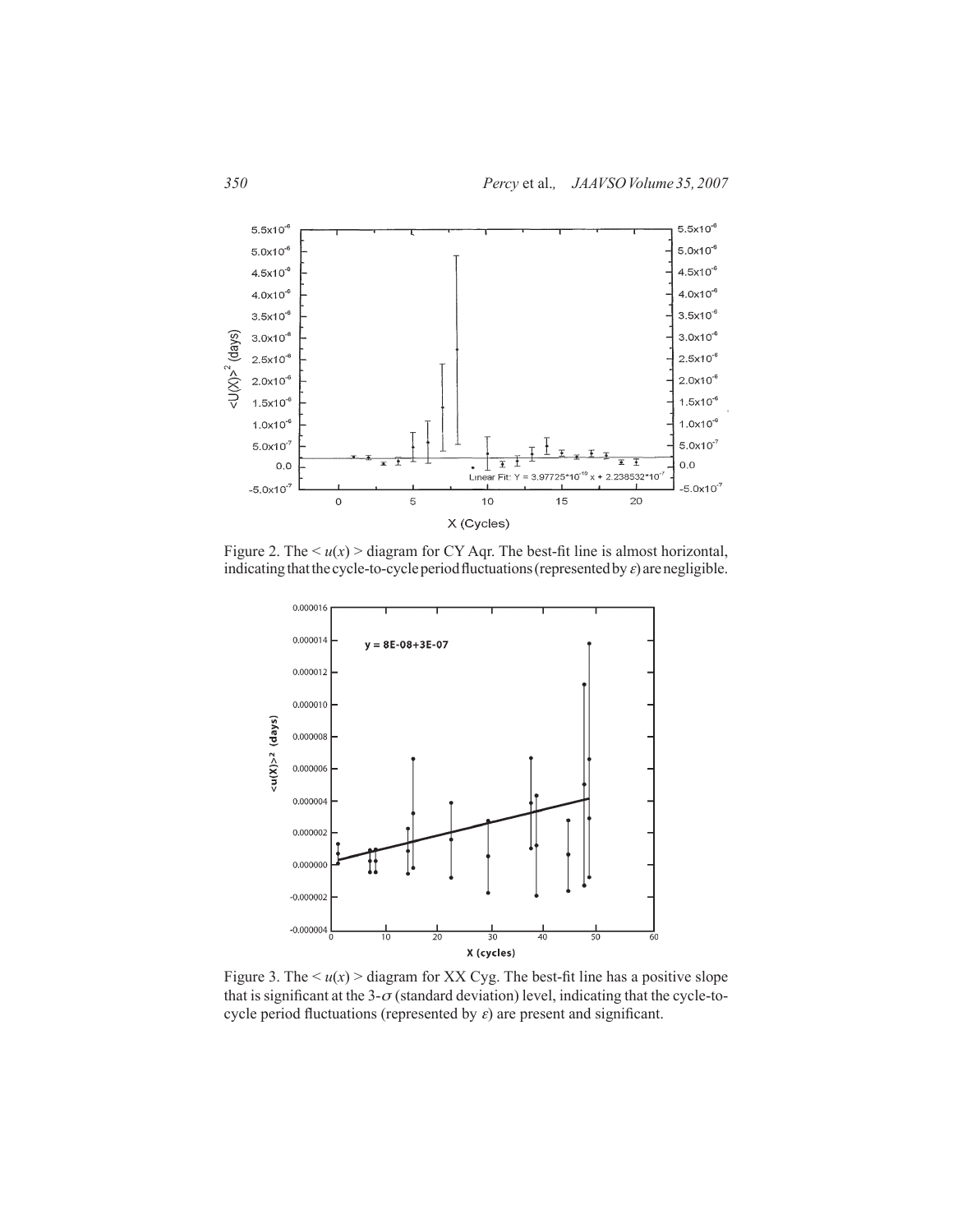5.5x10$^{-6}$

5.0x10$^{-6}$

4.5x10$^{-6}$

4.0x10$^{-6}$

3.5x10$^{-6}$

3.0x10$^{-6}$

2.5x10$^{-6}$

2.0x10$^{-6}$

1.5x10$^{-6}$

1.0x10$^{-6}$

5.0x10$^{-7}$

0.0

-5.0x10$^{-7}$

$<U(X)>^2$ (days)

0 5 10 15 20

X (Cycles)

Linear Fit: Y = 3.97725*10$^{-10}$ x + 2.238532*10$^{-7}$

Figure 2. The $< u(x) >$ diagram for CY Aqr. The best-fit line is almost horizontal, indicating that the cycle-to-cycle period fluctuations (represented by $\varepsilon$) are negligible.

0.000016

0.000014

0.000012

0.000010

0.000008

0.000006

0.000004

0.000002

0.000000

-0.000002

-0.000004

$<u(X)>^2$ (days)

0 10 20 30 40 50 60

X (cycles)

y = 8E-08+3E-07

Figure 3. The $< u(x) >$ diagram for XX Cyg. The best-fit line has a positive slope that is significant at the 3-$\sigma$ (standard deviation) level, indicating that the cycle-to-cycle period fluctuations (represented by $\varepsilon$) are present and significant.